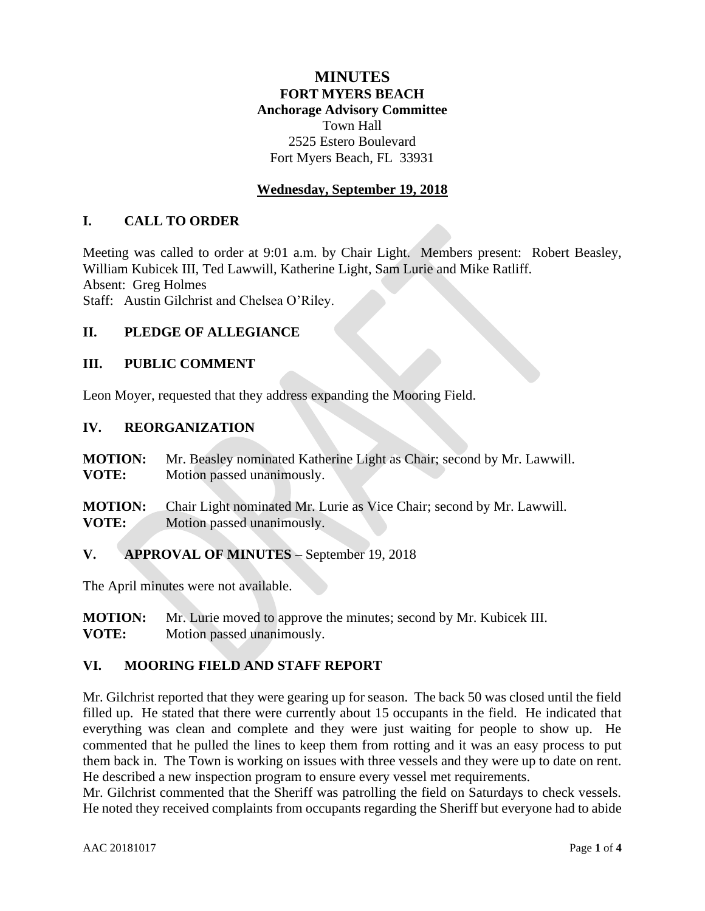# MINUTES

## FORT MYERS BEACH
## Anchorage Advisory Committee

Town Hall
2525 Estero Boulevard
Fort Myers Beach, FL 33931

**Wednesday, September 19, 2018**

## I. CALL TO ORDER

Meeting was called to order at 9:01 a.m. by Chair Light. Members present: Robert Beasley, William Kubicek III, Ted Lawwill, Katherine Light, Sam Lurie and Mike Ratliff.
Absent: Greg Holmes
Staff: Austin Gilchrist and Chelsea O'Riley.

## II. PLEDGE OF ALLEGIANCE

## III. PUBLIC COMMENT

Leon Moyer, requested that they address expanding the Mooring Field.

## IV. REORGANIZATION

**MOTION:** Mr. Beasley nominated Katherine Light as Chair; second by Mr. Lawwill.
**VOTE:** Motion passed unanimously.

**MOTION:** Chair Light nominated Mr. Lurie as Vice Chair; second by Mr. Lawwill.
**VOTE:** Motion passed unanimously.

## V. APPROVAL OF MINUTES – September 19, 2018

The April minutes were not available.

**MOTION:** Mr. Lurie moved to approve the minutes; second by Mr. Kubicek III.
**VOTE:** Motion passed unanimously.

## VI. MOORING FIELD AND STAFF REPORT

Mr. Gilchrist reported that they were gearing up for season. The back 50 was closed until the field filled up. He stated that there were currently about 15 occupants in the field. He indicated that everything was clean and complete and they were just waiting for people to show up. He commented that he pulled the lines to keep them from rotting and it was an easy process to put them back in. The Town is working on issues with three vessels and they were up to date on rent. He described a new inspection program to ensure every vessel met requirements.
Mr. Gilchrist commented that the Sheriff was patrolling the field on Saturdays to check vessels. He noted they received complaints from occupants regarding the Sheriff but everyone had to abide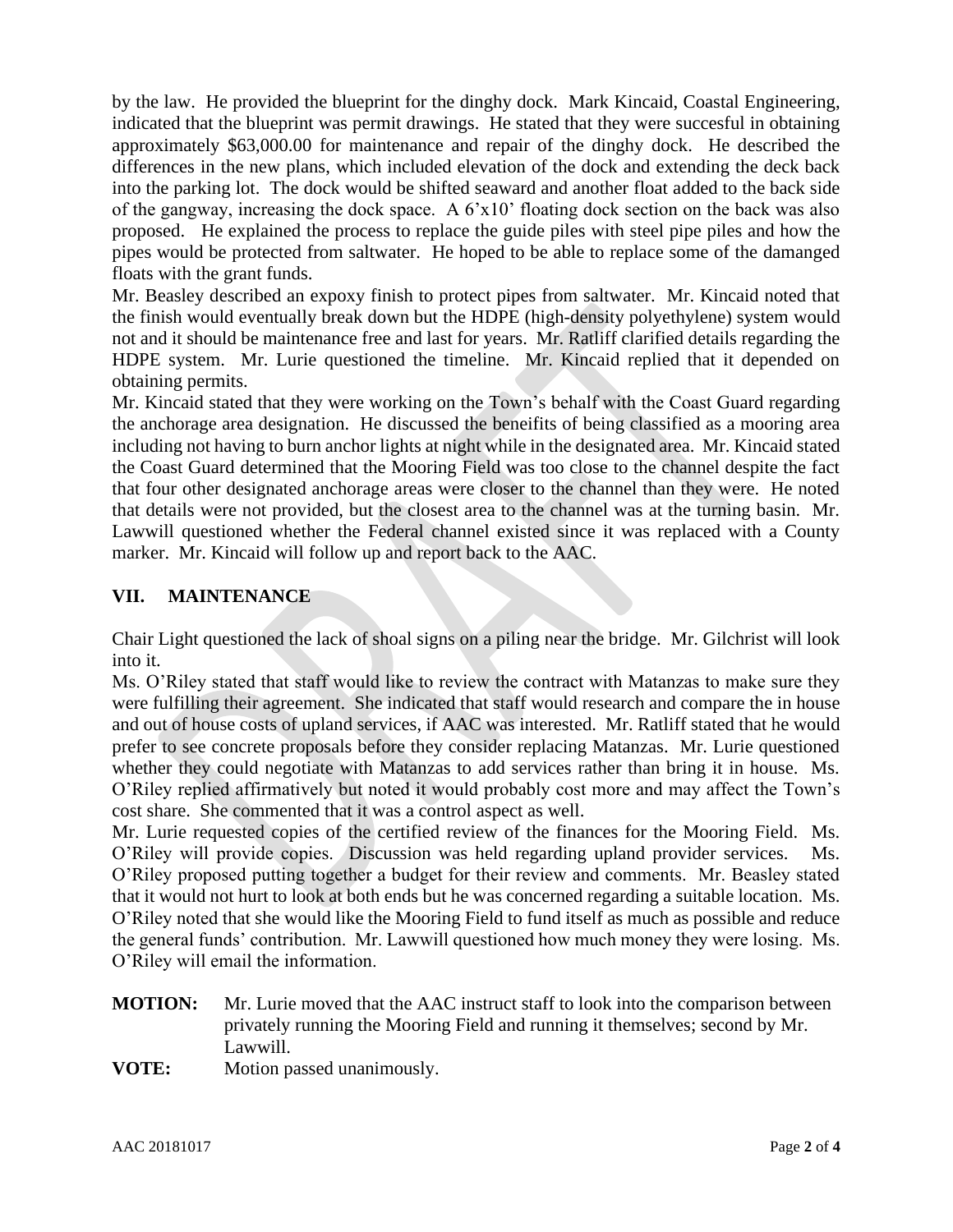by the law. He provided the blueprint for the dinghy dock. Mark Kincaid, Coastal Engineering, indicated that the blueprint was permit drawings. He stated that they were succesful in obtaining approximately $63,000.00 for maintenance and repair of the dinghy dock. He described the differences in the new plans, which included elevation of the dock and extending the deck back into the parking lot. The dock would be shifted seaward and another float added to the back side of the gangway, increasing the dock space. A 6'x10' floating dock section on the back was also proposed. He explained the process to replace the guide piles with steel pipe piles and how the pipes would be protected from saltwater. He hoped to be able to replace some of the damanged floats with the grant funds.

Mr. Beasley described an expoxy finish to protect pipes from saltwater. Mr. Kincaid noted that the finish would eventually break down but the HDPE (high-density polyethylene) system would not and it should be maintenance free and last for years. Mr. Ratliff clarified details regarding the HDPE system. Mr. Lurie questioned the timeline. Mr. Kincaid replied that it depended on obtaining permits.

Mr. Kincaid stated that they were working on the Town's behalf with the Coast Guard regarding the anchorage area designation. He discussed the beneifits of being classified as a mooring area including not having to burn anchor lights at night while in the designated area. Mr. Kincaid stated the Coast Guard determined that the Mooring Field was too close to the channel despite the fact that four other designated anchorage areas were closer to the channel than they were. He noted that details were not provided, but the closest area to the channel was at the turning basin. Mr. Lawwill questioned whether the Federal channel existed since it was replaced with a County marker. Mr. Kincaid will follow up and report back to the AAC.

## VII. MAINTENANCE

Chair Light questioned the lack of shoal signs on a piling near the bridge. Mr. Gilchrist will look into it.

Ms. O'Riley stated that staff would like to review the contract with Matanzas to make sure they were fulfilling their agreement. She indicated that staff would research and compare the in house and out of house costs of upland services, if AAC was interested. Mr. Ratliff stated that he would prefer to see concrete proposals before they consider replacing Matanzas. Mr. Lurie questioned whether they could negotiate with Matanzas to add services rather than bring it in house. Ms. O'Riley replied affirmatively but noted it would probably cost more and may affect the Town's cost share. She commented that it was a control aspect as well.

Mr. Lurie requested copies of the certified review of the finances for the Mooring Field. Ms. O'Riley will provide copies. Discussion was held regarding upland provider services. Ms. O'Riley proposed putting together a budget for their review and comments. Mr. Beasley stated that it would not hurt to look at both ends but he was concerned regarding a suitable location. Ms. O'Riley noted that she would like the Mooring Field to fund itself as much as possible and reduce the general funds' contribution. Mr. Lawwill questioned how much money they were losing. Ms. O'Riley will email the information.

**MOTION:** Mr. Lurie moved that the AAC instruct staff to look into the comparison between privately running the Mooring Field and running it themselves; second by Mr. Lawwill.

**VOTE:** Motion passed unanimously.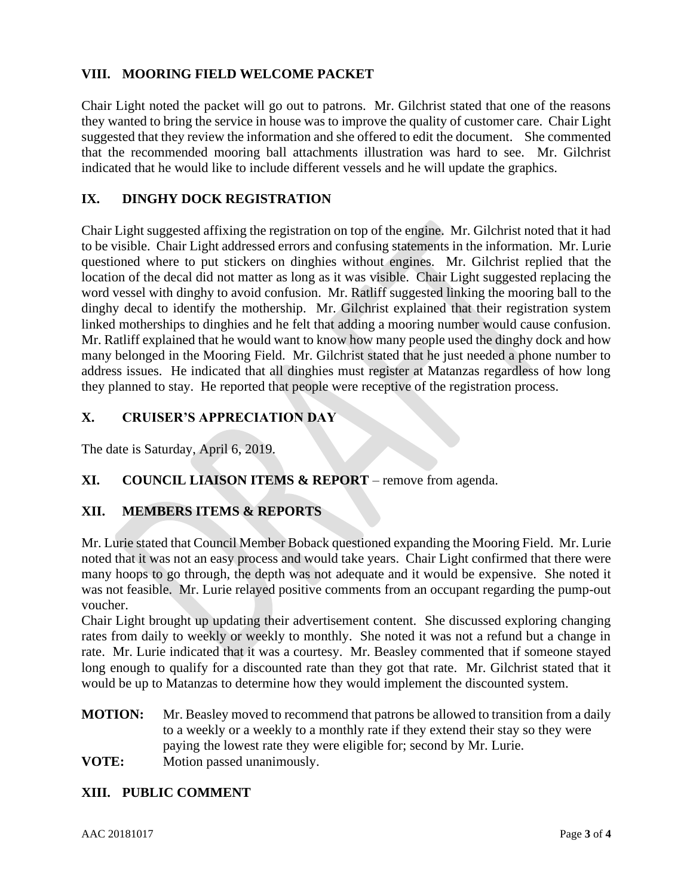## VIII. MOORING FIELD WELCOME PACKET

Chair Light noted the packet will go out to patrons. Mr. Gilchrist stated that one of the reasons they wanted to bring the service in house was to improve the quality of customer care. Chair Light suggested that they review the information and she offered to edit the document. She commented that the recommended mooring ball attachments illustration was hard to see. Mr. Gilchrist indicated that he would like to include different vessels and he will update the graphics.

## IX. DINGHY DOCK REGISTRATION

Chair Light suggested affixing the registration on top of the engine. Mr. Gilchrist noted that it had to be visible. Chair Light addressed errors and confusing statements in the information. Mr. Lurie questioned where to put stickers on dinghies without engines. Mr. Gilchrist replied that the location of the decal did not matter as long as it was visible. Chair Light suggested replacing the word vessel with dinghy to avoid confusion. Mr. Ratliff suggested linking the mooring ball to the dinghy decal to identify the mothership. Mr. Gilchrist explained that their registration system linked motherships to dinghies and he felt that adding a mooring number would cause confusion. Mr. Ratliff explained that he would want to know how many people used the dinghy dock and how many belonged in the Mooring Field. Mr. Gilchrist stated that he just needed a phone number to address issues. He indicated that all dinghies must register at Matanzas regardless of how long they planned to stay. He reported that people were receptive of the registration process.

## X. CRUISER'S APPRECIATION DAY

The date is Saturday, April 6, 2019.

## XI. COUNCIL LIAISON ITEMS & REPORT – remove from agenda.

## XII. MEMBERS ITEMS & REPORTS

Mr. Lurie stated that Council Member Boback questioned expanding the Mooring Field. Mr. Lurie noted that it was not an easy process and would take years. Chair Light confirmed that there were many hoops to go through, the depth was not adequate and it would be expensive. She noted it was not feasible. Mr. Lurie relayed positive comments from an occupant regarding the pump-out voucher.

Chair Light brought up updating their advertisement content. She discussed exploring changing rates from daily to weekly or weekly to monthly. She noted it was not a refund but a change in rate. Mr. Lurie indicated that it was a courtesy. Mr. Beasley commented that if someone stayed long enough to qualify for a discounted rate than they got that rate. Mr. Gilchrist stated that it would be up to Matanzas to determine how they would implement the discounted system.

**MOTION:** Mr. Beasley moved to recommend that patrons be allowed to transition from a daily to a weekly or a weekly to a monthly rate if they extend their stay so they were paying the lowest rate they were eligible for; second by Mr. Lurie.

**VOTE:** Motion passed unanimously.

## XIII. PUBLIC COMMENT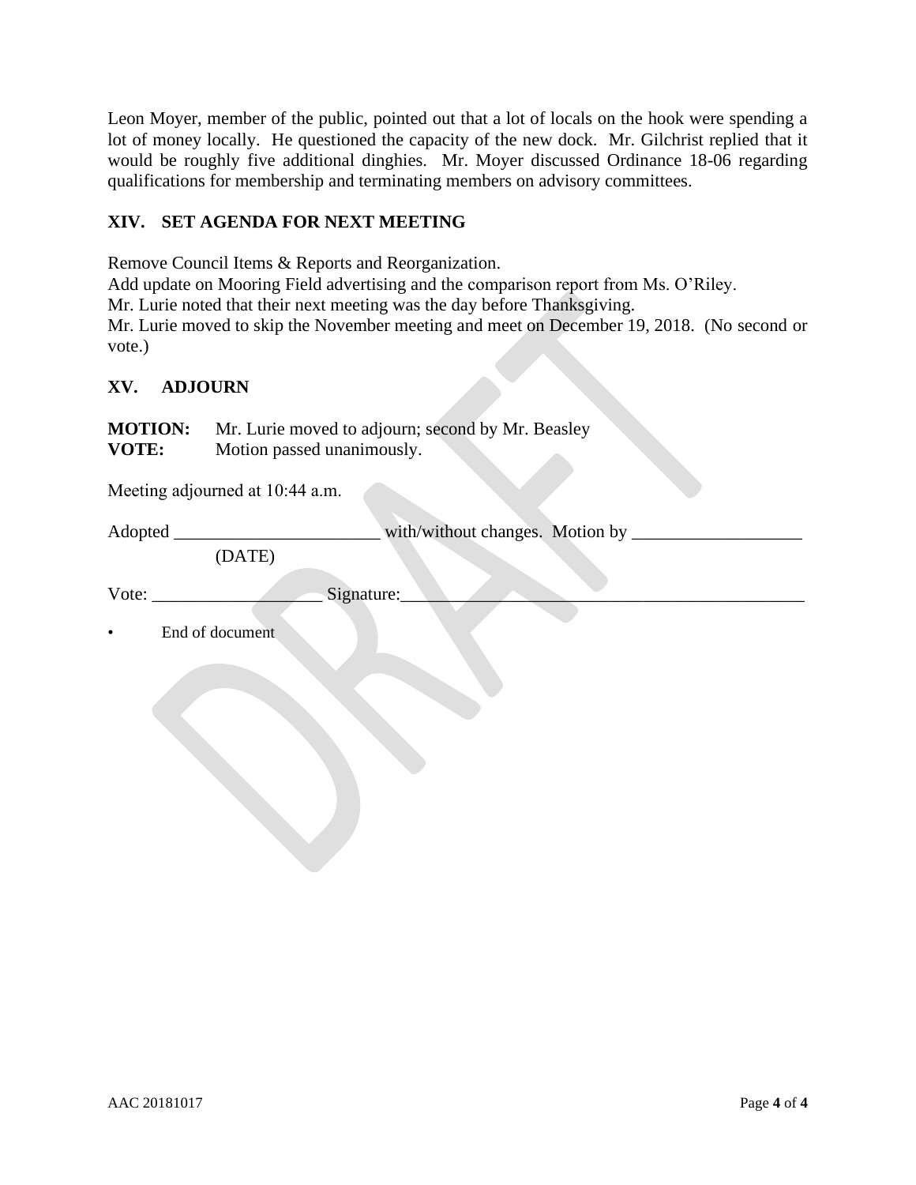Leon Moyer, member of the public, pointed out that a lot of locals on the hook were spending a lot of money locally. He questioned the capacity of the new dock. Mr. Gilchrist replied that it would be roughly five additional dinghies. Mr. Moyer discussed Ordinance 18-06 regarding qualifications for membership and terminating members on advisory committees.

## XIV. SET AGENDA FOR NEXT MEETING

Remove Council Items & Reports and Reorganization.
Add update on Mooring Field advertising and the comparison report from Ms. O'Riley.
Mr. Lurie noted that their next meeting was the day before Thanksgiving.
Mr. Lurie moved to skip the November meeting and meet on December 19, 2018. (No second or vote.)

## XV. ADJOURN

**MOTION:** Mr. Lurie moved to adjourn; second by Mr. Beasley
**VOTE:** Motion passed unanimously.

Meeting adjourned at 10:44 a.m.

Adopted _______________________ with/without changes. Motion by ___________________
(DATE)

Vote: ___________________ Signature:_____________________________________________

- End of document